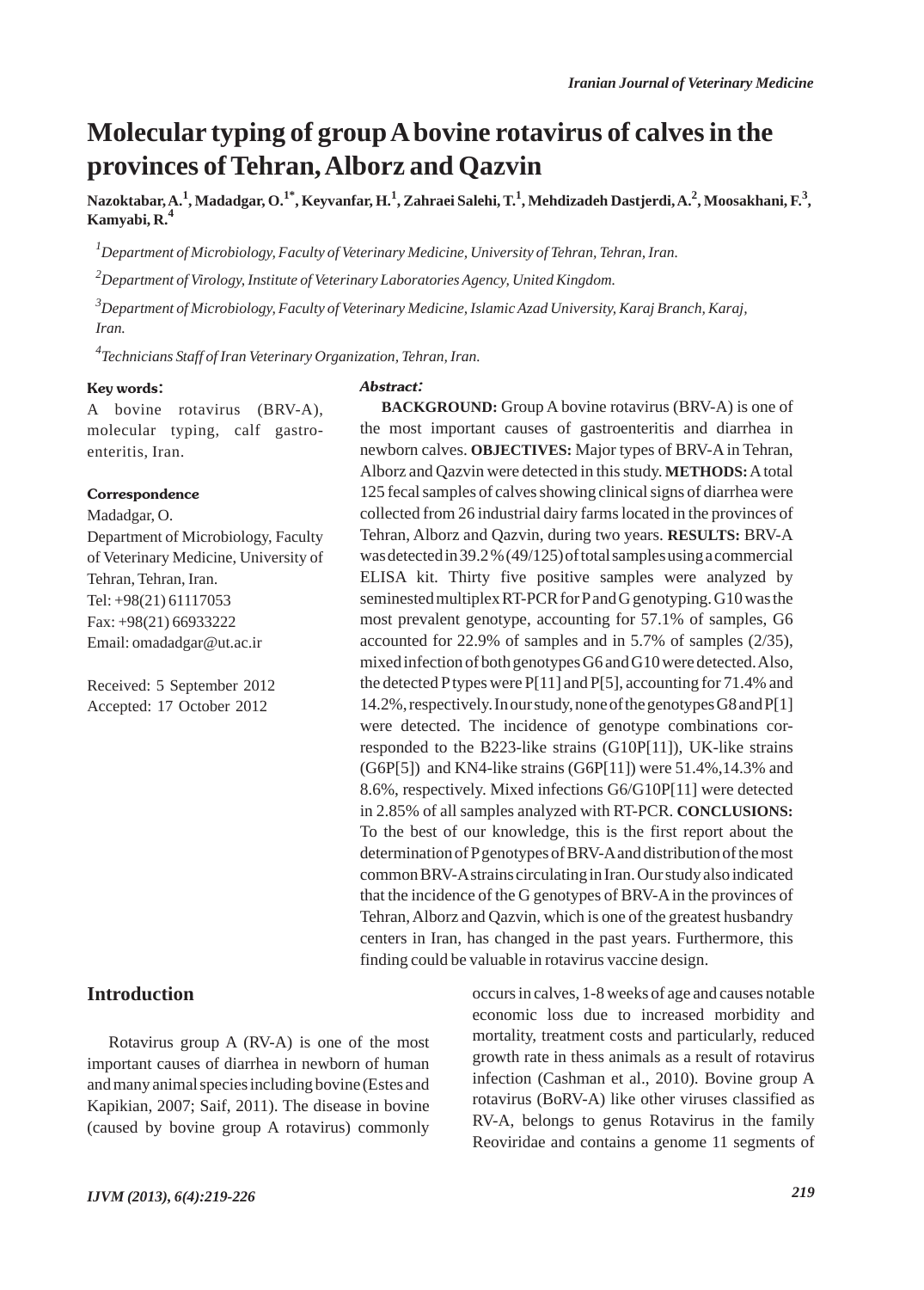# Molecular typing of group A bovine rotavirus of calves in the provinces of Tehran, Alborz and Qazvin

**Nazoktabar, A.[1], Madadgar, O.[1*], Keyvanfar, H.[1], Zahraei Salehi, T.[1], Mehdizadeh Dastjerdi, A.[2], Moosakhani, F.[3], Kamyabi, R.[4]**

[1]*Department of Microbiology, Faculty of Veterinary Medicine, University of Tehran, Tehran, Iran.*

[2]*Department of Virology, Institute of Veterinary Laboratories Agency, United Kingdom.*

[3]*Department of Microbiology, Faculty of Veterinary Medicine, Islamic Azad University, Karaj Branch, Karaj, Iran.*

[4]*Technicians Staff of Iran Veterinary Organization, Tehran, Iran.*

**Key words:**

A bovine rotavirus (BRV-A), molecular typing, calf gastroenteritis, Iran.

**Correspondence**

Madadgar, O.

Department of Microbiology, Faculty of Veterinary Medicine, University of Tehran, Tehran, Iran.

Tel: +98(21) 61117053

Fax: +98(21) 66933222

Email: omadadgar@ut.ac.ir

Received: 5 September 2012

Accepted: 17 October 2012

***Abstract:***

**BACKGROUND:** Group A bovine rotavirus (BRV-A) is one of the most important causes of gastroenteritis and diarrhea in newborn calves. **OBJECTIVES:** Major types of BRV-A in Tehran, Alborz and Qazvin were detected in this study. **METHODS:** A total 125 fecal samples of calves showing clinical signs of diarrhea were collected from 26 industrial dairy farms located in the provinces of Tehran, Alborz and Qazvin, during two years. **RESULTS:** BRV-A was detected in 39.2% (49/125) of total samples using a commercial ELISA kit. Thirty five positive samples were analyzed by seminested multiplex RT-PCR for P and G genotyping. G10 was the most prevalent genotype, accounting for 57.1% of samples, G6 accounted for 22.9% of samples and in 5.7% of samples (2/35), mixed infection of both genotypes G6 and G10 were detected. Also, the detected P types were P[11] and P[5], accounting for 71.4% and 14.2%, respectively. In our study, none of the genotypes G8 and P[1] were detected. The incidence of genotype combinations corresponded to the B223-like strains (G10P[11]), UK-like strains (G6P[5]) and KN4-like strains (G6P[11]) were 51.4%, 14.3% and 8.6%, respectively. Mixed infections G6/G10P[11] were detected in 2.85% of all samples analyzed with RT-PCR. **CONCLUSIONS:** To the best of our knowledge, this is the first report about the determination of P genotypes of BRV-A and distribution of the most common BRV-A strains circulating in Iran. Our study also indicated that the incidence of the G genotypes of BRV-A in the provinces of Tehran, Alborz and Qazvin, which is one of the greatest husbandry centers in Iran, has changed in the past years. Furthermore, this finding could be valuable in rotavirus vaccine design.

## Introduction

Rotavirus group A (RV-A) is one of the most important causes of diarrhea in newborn of human and many animal species including bovine (Estes and Kapikian, 2007; Saif, 2011). The disease in bovine (caused by bovine group A rotavirus) commonly occurs in calves, 1-8 weeks of age and causes notable economic loss due to increased morbidity and mortality, treatment costs and particularly, reduced growth rate in thess animals as a result of rotavirus infection (Cashman et al., 2010). Bovine group A rotavirus (BoRV-A) like other viruses classified as RV-A, belongs to genus Rotavirus in the family Reoviridae and contains a genome 11 segments of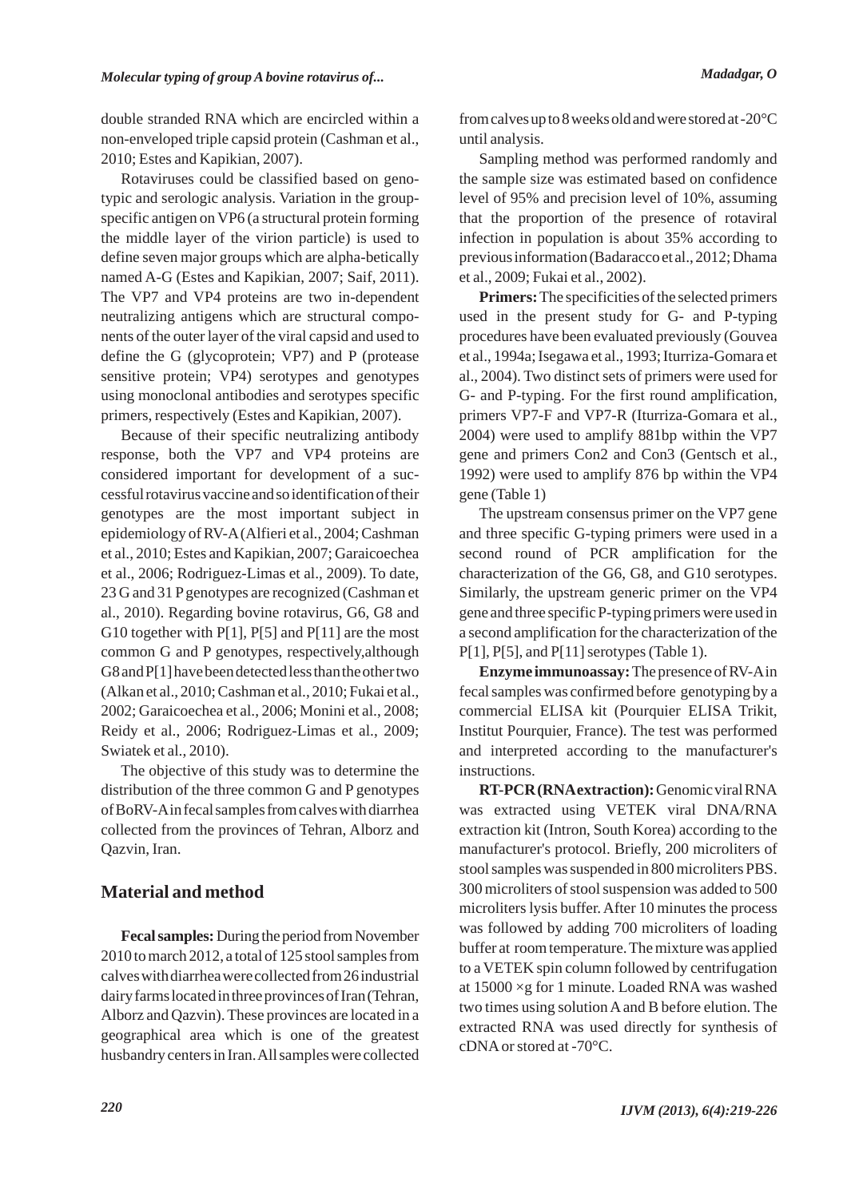double stranded RNA which are encircled within a non-enveloped triple capsid protein (Cashman et al., 2010; Estes and Kapikian, 2007).

Rotaviruses could be classified based on genotypic and serologic analysis. Variation in the group-specific antigen on VP6 (a structural protein forming the middle layer of the virion particle) is used to define seven major groups which are alpha-betically named A-G (Estes and Kapikian, 2007; Saif, 2011). The VP7 and VP4 proteins are two in-dependent neutralizing antigens which are structural components of the outer layer of the viral capsid and used to define the G (glycoprotein; VP7) and P (protease sensitive protein; VP4) serotypes and genotypes using monoclonal antibodies and serotypes specific primers, respectively (Estes and Kapikian, 2007).

Because of their specific neutralizing antibody response, both the VP7 and VP4 proteins are considered important for development of a successful rotavirus vaccine and so identification of their genotypes are the most important subject in epidemiology of RV-A (Alfieri et al., 2004; Cashman et al., 2010; Estes and Kapikian, 2007; Garaicoechea et al., 2006; Rodriguez-Limas et al., 2009). To date, 23 G and 31 P genotypes are recognized (Cashman et al., 2010). Regarding bovine rotavirus, G6, G8 and G10 together with P[1], P[5] and P[11] are the most common G and P genotypes, respectively,although G8 and P[1] have been detected less than the other two (Alkan et al., 2010; Cashman et al., 2010; Fukai et al., 2002; Garaicoechea et al., 2006; Monini et al., 2008; Reidy et al., 2006; Rodriguez-Limas et al., 2009; Swiatek et al., 2010).

The objective of this study was to determine the distribution of the three common G and P genotypes of BoRV-A in fecal samples from calves with diarrhea collected from the provinces of Tehran, Alborz and Qazvin, Iran.

## Material and method

**Fecal samples:** During the period from November 2010 to march 2012, a total of 125 stool samples from calves with diarrhea were collected from 26 industrial dairy farms located in three provinces of Iran (Tehran, Alborz and Qazvin). These provinces are located in a geographical area which is one of the greatest husbandry centers in Iran. All samples were collected from calves up to 8 weeks old and were stored at -20°C until analysis.

Sampling method was performed randomly and the sample size was estimated based on confidence level of 95% and precision level of 10%, assuming that the proportion of the presence of rotaviral infection in population is about 35% according to previous information (Badaracco et al., 2012; Dhama et al., 2009; Fukai et al., 2002).

**Primers:** The specificities of the selected primers used in the present study for G- and P-typing procedures have been evaluated previously (Gouvea et al., 1994a; Isegawa et al., 1993; Iturriza-Gomara et al., 2004). Two distinct sets of primers were used for G- and P-typing. For the first round amplification, primers VP7-F and VP7-R (Iturriza-Gomara et al., 2004) were used to amplify 881bp within the VP7 gene and primers Con2 and Con3 (Gentsch et al., 1992) were used to amplify 876 bp within the VP4 gene (Table 1)

The upstream consensus primer on the VP7 gene and three specific G-typing primers were used in a second round of PCR amplification for the characterization of the G6, G8, and G10 serotypes. Similarly, the upstream generic primer on the VP4 gene and three specific P-typing primers were used in a second amplification for the characterization of the P[1], P[5], and P[11] serotypes (Table 1).

**Enzyme immunoassay:** The presence of RV-A in fecal samples was confirmed before genotyping by a commercial ELISA kit (Pourquier ELISA Trikit, Institut Pourquier, France). The test was performed and interpreted according to the manufacturer's instructions.

**RT-PCR (RNA extraction):** Genomic viral RNA was extracted using VETEK viral DNA/RNA extraction kit (Intron, South Korea) according to the manufacturer's protocol. Briefly, 200 microliters of stool samples was suspended in 800 microliters PBS. 300 microliters of stool suspension was added to 500 microliters lysis buffer. After 10 minutes the process was followed by adding 700 microliters of loading buffer at room temperature. The mixture was applied to a VETEK spin column followed by centrifugation at 15000 ×g for 1 minute. Loaded RNA was washed two times using solution A and B before elution. The extracted RNA was used directly for synthesis of cDNA or stored at -70°C.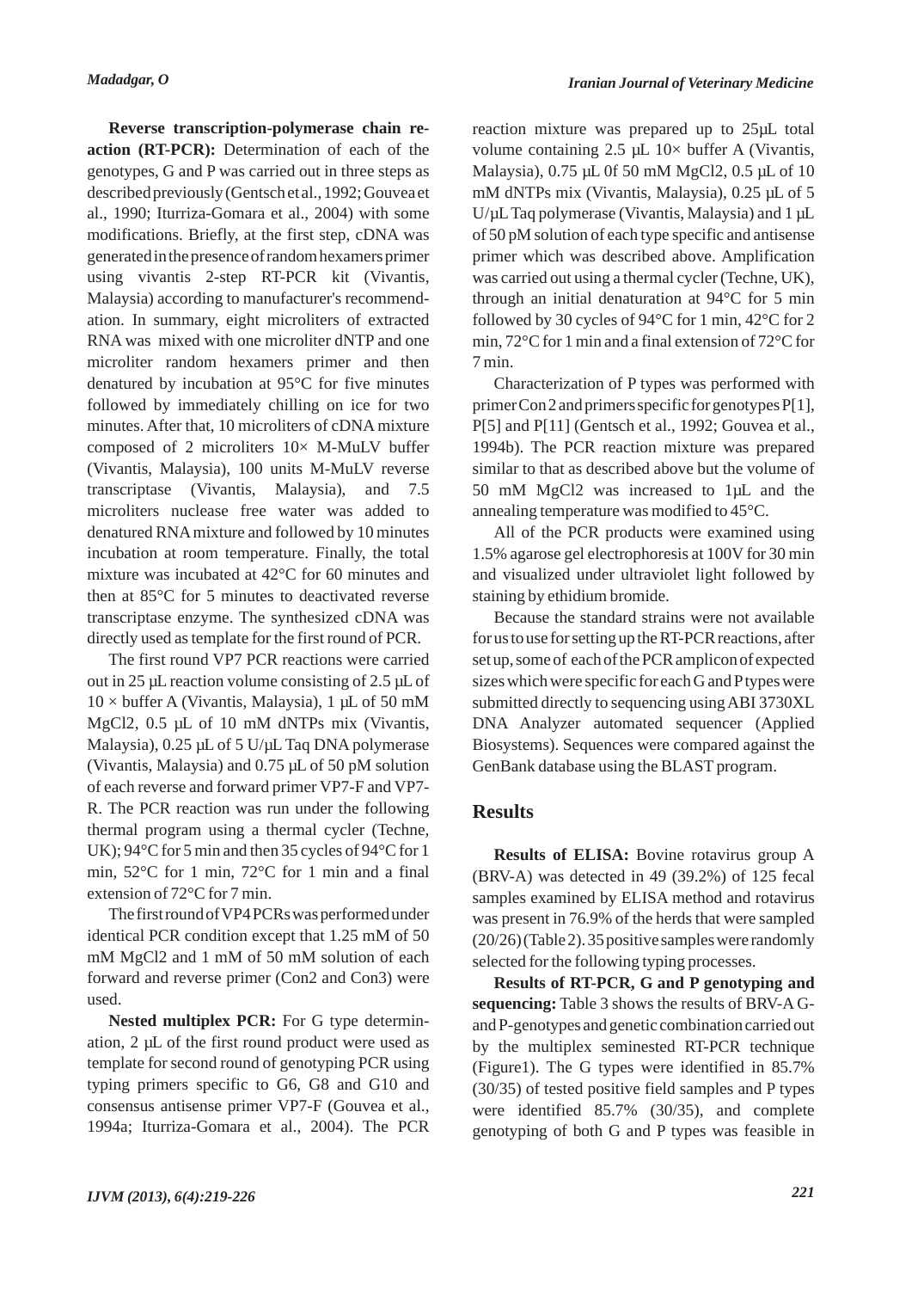**Reverse transcription-polymerase chain reaction (RT-PCR):** Determination of each of the genotypes, G and P was carried out in three steps as described previously (Gentsch et al., 1992; Gouvea et al., 1990; Iturriza-Gomara et al., 2004) with some modifications. Briefly, at the first step, cDNA was generated in the presence of random hexamers primer using vivantis 2-step RT-PCR kit (Vivantis, Malaysia) according to manufacturer's recommendation. In summary, eight microliters of extracted RNA was mixed with one microliter dNTP and one microliter random hexamers primer and then denatured by incubation at 95°C for five minutes followed by immediately chilling on ice for two minutes. After that, 10 microliters of cDNA mixture composed of 2 microliters 10× M-MuLV buffer (Vivantis, Malaysia), 100 units M-MuLV reverse transcriptase (Vivantis, Malaysia), and 7.5 microliters nuclease free water was added to denatured RNA mixture and followed by 10 minutes incubation at room temperature. Finally, the total mixture was incubated at 42°C for 60 minutes and then at 85°C for 5 minutes to deactivated reverse transcriptase enzyme. The synthesized cDNA was directly used as template for the first round of PCR.

The first round VP7 PCR reactions were carried out in 25 µL reaction volume consisting of 2.5 µL of 10 × buffer A (Vivantis, Malaysia), 1 µL of 50 mM MgCl2, 0.5 µL of 10 mM dNTPs mix (Vivantis, Malaysia), 0.25 µL of 5 U/µL Taq DNA polymerase (Vivantis, Malaysia) and 0.75 µL of 50 pM solution of each reverse and forward primer VP7-F and VP7-R. The PCR reaction was run under the following thermal program using a thermal cycler (Techne, UK); 94°C for 5 min and then 35 cycles of 94°C for 1 min, 52°C for 1 min, 72°C for 1 min and a final extension of 72°C for 7 min.

The first round of VP4 PCRs was performed under identical PCR condition except that 1.25 mM of 50 mM MgCl2 and 1 mM of 50 mM solution of each forward and reverse primer (Con2 and Con3) were used.

**Nested multiplex PCR:** For G type determination, 2 µL of the first round product were used as template for second round of genotyping PCR using typing primers specific to G6, G8 and G10 and consensus antisense primer VP7-F (Gouvea et al., 1994a; Iturriza-Gomara et al., 2004). The PCR reaction mixture was prepared up to 25µL total volume containing 2.5 µL 10× buffer A (Vivantis, Malaysia), 0.75 µL 0f 50 mM MgCl2, 0.5 µL of 10 mM dNTPs mix (Vivantis, Malaysia), 0.25 µL of 5 U/µL Taq polymerase (Vivantis, Malaysia) and 1 µL of 50 pM solution of each type specific and antisense primer which was described above. Amplification was carried out using a thermal cycler (Techne, UK), through an initial denaturation at 94°C for 5 min followed by 30 cycles of 94°C for 1 min, 42°C for 2 min, 72°C for 1 min and a final extension of 72°C for 7 min.

Characterization of P types was performed with primer Con2 and primers specific for genotypes P[1], P[5] and P[11] (Gentsch et al., 1992; Gouvea et al., 1994b). The PCR reaction mixture was prepared similar to that as described above but the volume of 50 mM MgCl2 was increased to 1µL and the annealing temperature was modified to 45°C.

All of the PCR products were examined using 1.5% agarose gel electrophoresis at 100V for 30 min and visualized under ultraviolet light followed by staining by ethidium bromide.

Because the standard strains were not available for us to use for setting up the RT-PCR reactions, after set up, some of each of the PCR amplicon of expected sizes which were specific for each G and P types were submitted directly to sequencing using ABI 3730XL DNA Analyzer automated sequencer (Applied Biosystems). Sequences were compared against the GenBank database using the BLAST program.

## Results

**Results of ELISA:** Bovine rotavirus group A (BRV-A) was detected in 49 (39.2%) of 125 fecal samples examined by ELISA method and rotavirus was present in 76.9% of the herds that were sampled (20/26) (Table 2). 35 positive samples were randomly selected for the following typing processes.

**Results of RT-PCR, G and P genotyping and sequencing:** Table 3 shows the results of BRV-A G- and P-genotypes and genetic combination carried out by the multiplex seminested RT-PCR technique (Figure1). The G types were identified in 85.7% (30/35) of tested positive field samples and P types were identified 85.7% (30/35), and complete genotyping of both G and P types was feasible in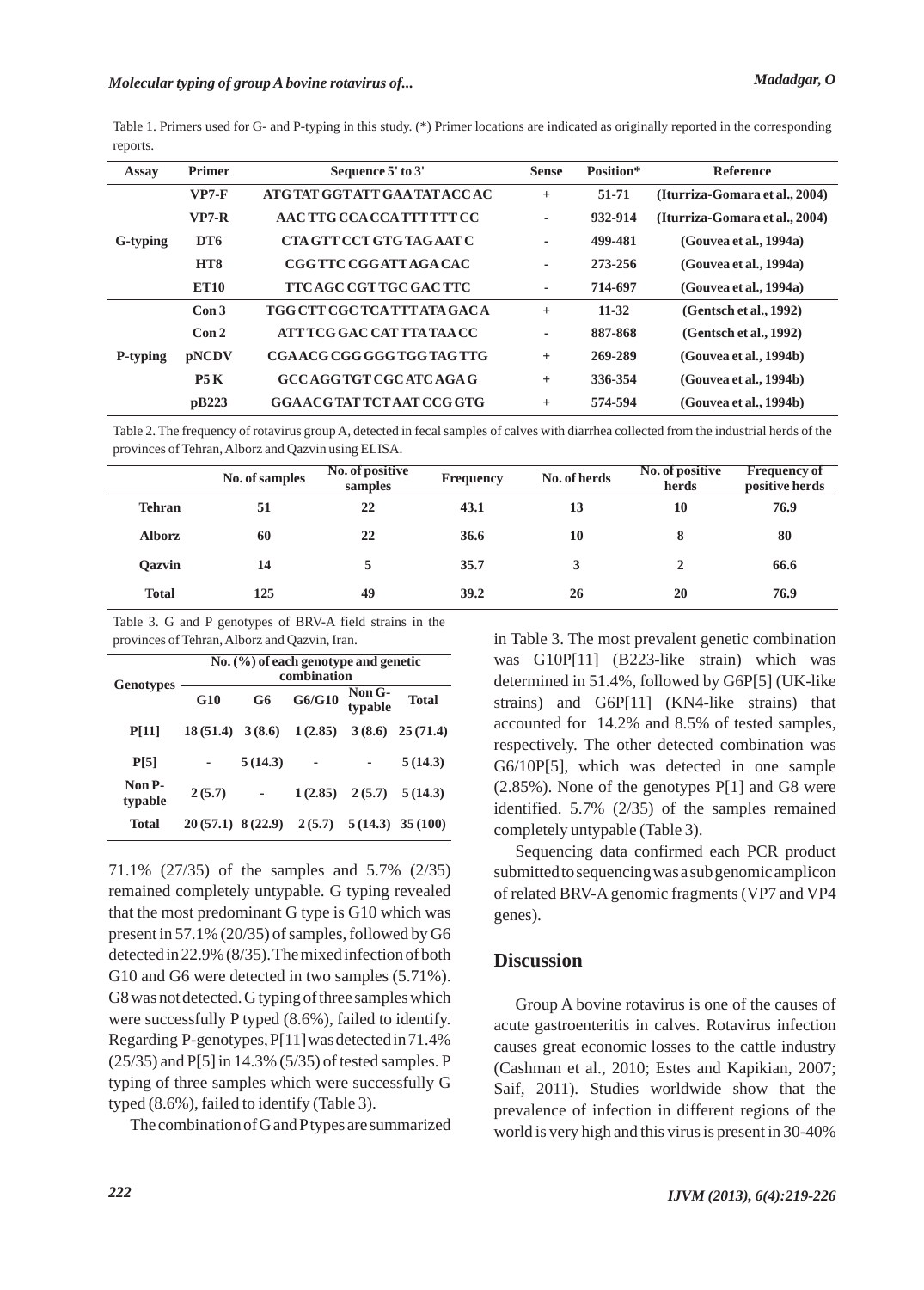Table 1. Primers used for G- and P-typing in this study. (*) Primer locations are indicated as originally reported in the corresponding reports.

| Assay | Primer | Sequence 5' to 3' | Sense | Position* | Reference |
|---|---|---|---|---|---|
| G-typing | VP7-F | ATG TAT GGT ATT GAA TAT ACC AC | + | 51-71 | (Iturriza-Gomara et al., 2004) |
| | VP7-R | AAC TTG CCA CCA TTT TTT CC | - | 932-914 | (Iturriza-Gomara et al., 2004) |
| | DT6 | CTA GTT CCT GTG TAG AAT C | - | 499-481 | (Gouvea et al., 1994a) |
| | HT8 | CGG TTC CGG ATT AGA CAC | - | 273-256 | (Gouvea et al., 1994a) |
| | ET10 | TTC AGC CGT TGC GAC TTC | - | 714-697 | (Gouvea et al., 1994a) |
| P-typing | Con 3 | TGG CTT CGC TCA TTT ATA GAC A | + | 11-32 | (Gentsch et al., 1992) |
| | Con 2 | ATT TCG GAC CAT TTA TAA CC | - | 887-868 | (Gentsch et al., 1992) |
| | pNCDV | CGA ACG CGG GGG TGG TAG TTG | + | 269-289 | (Gouvea et al., 1994b) |
| | P5 K | GCC AGG TGT CGC ATC AGA G | + | 336-354 | (Gouvea et al., 1994b) |
| | pB223 | GGA ACG TAT TCT AAT CCG GTG | + | 574-594 | (Gouvea et al., 1994b) |

Table 2. The frequency of rotavirus group A, detected in fecal samples of calves with diarrhea collected from the industrial herds of the provinces of Tehran, Alborz and Qazvin using ELISA.

| | No. of samples | No. of positive samples | Frequency | No. of herds | No. of positive herds | Frequency of positive herds |
|---|---|---|---|---|---|---|
| Tehran | 51 | 22 | 43.1 | 13 | 10 | 76.9 |
| Alborz | 60 | 22 | 36.6 | 10 | 8 | 80 |
| Qazvin | 14 | 5 | 35.7 | 3 | 2 | 66.6 |
| Total | 125 | 49 | 39.2 | 26 | 20 | 76.9 |

Table 3. G and P genotypes of BRV-A field strains in the provinces of Tehran, Alborz and Qazvin, Iran.

| Genotypes | No. (%) of each genotype and genetic combination | | | | |
|---|---|---|---|---|---|
| | G10 | G6 | G6/G10 | Non G-typable | Total |
| P[11] | 18 (51.4) | 3 (8.6) | 1 (2.85) | 3 (8.6) | 25 (71.4) |
| P[5] | - | 5 (14.3) | - | - | 5 (14.3) |
| Non P-typable | 2 (5.7) | - | 1 (2.85) | 2 (5.7) | 5 (14.3) |
| Total | 20 (57.1) | 8 (22.9) | 2 (5.7) | 5 (14.3) | 35 (100) |

71.1% (27/35) of the samples and 5.7% (2/35) remained completely untypable. G typing revealed that the most predominant G type is G10 which was present in 57.1% (20/35) of samples, followed by G6 detected in 22.9% (8/35). The mixed infection of both G10 and G6 were detected in two samples (5.71%). G8 was not detected. G typing of three samples which were successfully P typed (8.6%), failed to identify. Regarding P-genotypes, P[11] was detected in 71.4% (25/35) and P[5] in 14.3% (5/35) of tested samples. P typing of three samples which were successfully G typed (8.6%), failed to identify (Table 3).

The combination of G and P types are summarized in Table 3. The most prevalent genetic combination was G10P[11] (B223-like strain) which was determined in 51.4%, followed by G6P[5] (UK-like strains) and G6P[11] (KN4-like strains) that accounted for 14.2% and 8.5% of tested samples, respectively. The other detected combination was G6/10P[5], which was detected in one sample (2.85%). None of the genotypes P[1] and G8 were identified. 5.7% (2/35) of the samples remained completely untypable (Table 3).

Sequencing data confirmed each PCR product submitted to sequencing was a subgenomic amplicon of related BRV-A genomic fragments (VP7 and VP4 genes).

## Discussion

Group A bovine rotavirus is one of the causes of acute gastroenteritis in calves. Rotavirus infection causes great economic losses to the cattle industry (Cashman et al., 2010; Estes and Kapikian, 2007; Saif, 2011). Studies worldwide show that the prevalence of infection in different regions of the world is very high and this virus is present in 30-40%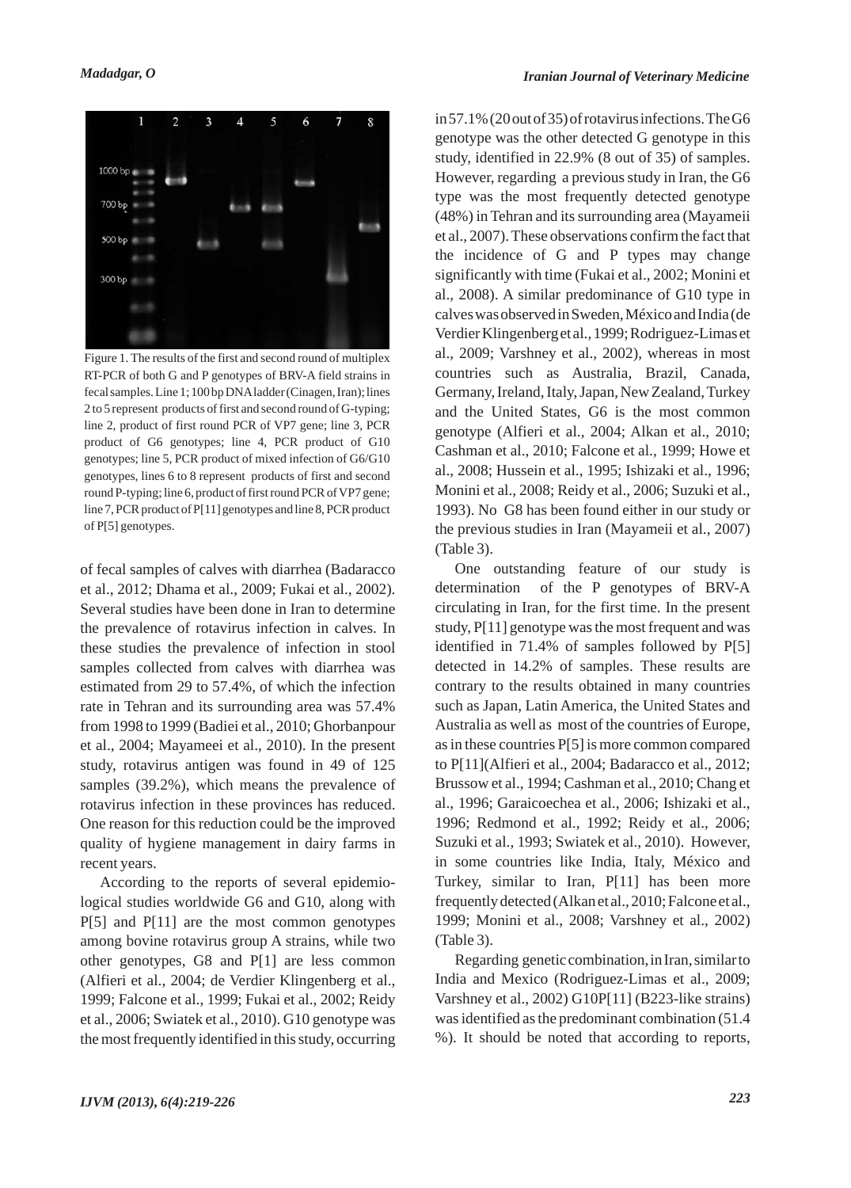Figure 1. The results of the first and second round of multiplex RT-PCR of both G and P genotypes of BRV-A field strains in fecal samples. Line 1; 100 bp DNA ladder (Cinagen, Iran); lines 2 to 5 represent products of first and second round of G-typing; line 2, product of first round PCR of VP7 gene; line 3, PCR product of G6 genotypes; line 4, PCR product of G10 genotypes; line 5, PCR product of mixed infection of G6/G10 genotypes, lines 6 to 8 represent products of first and second round P-typing; line 6, product of first round PCR of VP7 gene; line 7, PCR product of P[11] genotypes and line 8, PCR product of P[5] genotypes.

of fecal samples of calves with diarrhea (Badaracco et al., 2012; Dhama et al., 2009; Fukai et al., 2002). Several studies have been done in Iran to determine the prevalence of rotavirus infection in calves. In these studies the prevalence of infection in stool samples collected from calves with diarrhea was estimated from 29 to 57.4%, of which the infection rate in Tehran and its surrounding area was 57.4% from 1998 to 1999 (Badiei et al., 2010; Ghorbanpour et al., 2004; Mayameei et al., 2010). In the present study, rotavirus antigen was found in 49 of 125 samples (39.2%), which means the prevalence of rotavirus infection in these provinces has reduced. One reason for this reduction could be the improved quality of hygiene management in dairy farms in recent years.

According to the reports of several epidemiological studies worldwide G6 and G10, along with P[5] and P[11] are the most common genotypes among bovine rotavirus group A strains, while two other genotypes, G8 and P[1] are less common (Alfieri et al., 2004; de Verdier Klingenberg et al., 1999; Falcone et al., 1999; Fukai et al., 2002; Reidy et al., 2006; Swiatek et al., 2010). G10 genotype was the most frequently identified in this study, occurring in 57.1% (20 out of 35) of rotavirus infections. The G6 genotype was the other detected G genotype in this study, identified in 22.9% (8 out of 35) of samples. However, regarding a previous study in Iran, the G6 type was the most frequently detected genotype (48%) in Tehran and its surrounding area (Mayameii et al., 2007). These observations confirm the fact that the incidence of G and P types may change significantly with time (Fukai et al., 2002; Monini et al., 2008). A similar predominance of G10 type in calves was observed in Sweden, México and India (de Verdier Klingenberg et al., 1999; Rodriguez-Limas et al., 2009; Varshney et al., 2002), whereas in most countries such as Australia, Brazil, Canada, Germany, Ireland, Italy, Japan, New Zealand, Turkey and the United States, G6 is the most common genotype (Alfieri et al., 2004; Alkan et al., 2010; Cashman et al., 2010; Falcone et al., 1999; Howe et al., 2008; Hussein et al., 1995; Ishizaki et al., 1996; Monini et al., 2008; Reidy et al., 2006; Suzuki et al., 1993). No G8 has been found either in our study or the previous studies in Iran (Mayameii et al., 2007) (Table 3).

One outstanding feature of our study is determination of the P genotypes of BRV-A circulating in Iran, for the first time. In the present study, P[11] genotype was the most frequent and was identified in 71.4% of samples followed by P[5] detected in 14.2% of samples. These results are contrary to the results obtained in many countries such as Japan, Latin America, the United States and Australia as well as most of the countries of Europe, as in these countries P[5] is more common compared to P[11](Alfieri et al., 2004; Badaracco et al., 2012; Brussow et al., 1994; Cashman et al., 2010; Chang et al., 1996; Garaicoechea et al., 2006; Ishizaki et al., 1996; Redmond et al., 1992; Reidy et al., 2006; Suzuki et al., 1993; Swiatek et al., 2010). However, in some countries like India, Italy, México and Turkey, similar to Iran, P[11] has been more frequently detected (Alkan et al., 2010; Falcone et al., 1999; Monini et al., 2008; Varshney et al., 2002) (Table 3).

Regarding genetic combination, in Iran, similar to India and Mexico (Rodriguez-Limas et al., 2009; Varshney et al., 2002) G10P[11] (B223-like strains) was identified as the predominant combination (51.4 %). It should be noted that according to reports,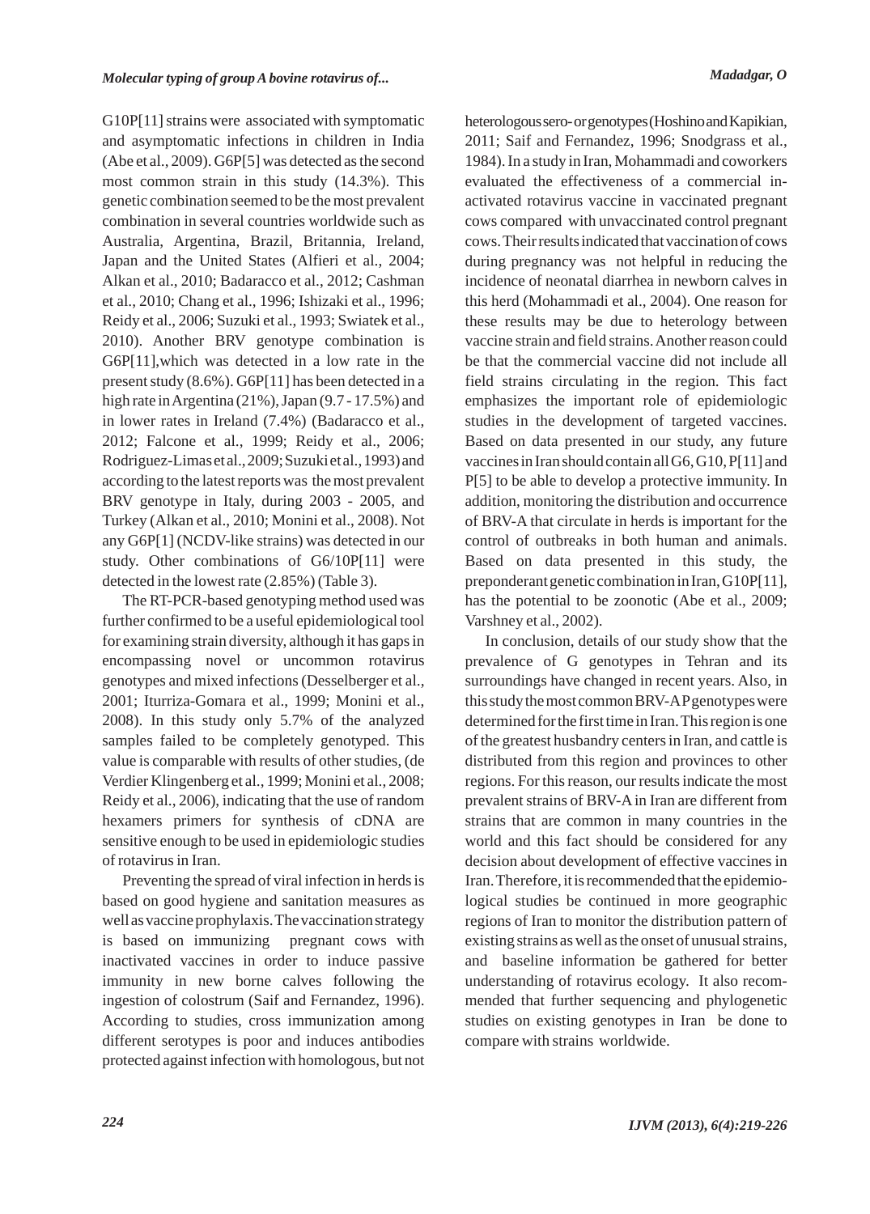G10P[11] strains were associated with symptomatic and asymptomatic infections in children in India (Abe et al., 2009). G6P[5] was detected as the second most common strain in this study (14.3%). This genetic combination seemed to be the most prevalent combination in several countries worldwide such as Australia, Argentina, Brazil, Britannia, Ireland, Japan and the United States (Alfieri et al., 2004; Alkan et al., 2010; Badaracco et al., 2012; Cashman et al., 2010; Chang et al., 1996; Ishizaki et al., 1996; Reidy et al., 2006; Suzuki et al., 1993; Swiatek et al., 2010). Another BRV genotype combination is G6P[11],which was detected in a low rate in the present study (8.6%). G6P[11] has been detected in a high rate in Argentina (21%), Japan (9.7 - 17.5%) and in lower rates in Ireland (7.4%) (Badaracco et al., 2012; Falcone et al., 1999; Reidy et al., 2006; Rodriguez-Limas et al., 2009; Suzuki et al., 1993) and according to the latest reports was the most prevalent BRV genotype in Italy, during 2003 - 2005, and Turkey (Alkan et al., 2010; Monini et al., 2008). Not any G6P[1] (NCDV-like strains) was detected in our study. Other combinations of G6/10P[11] were detected in the lowest rate (2.85%) (Table 3).

The RT-PCR-based genotyping method used was further confirmed to be a useful epidemiological tool for examining strain diversity, although it has gaps in encompassing novel or uncommon rotavirus genotypes and mixed infections (Desselberger et al., 2001; Iturriza-Gomara et al., 1999; Monini et al., 2008). In this study only 5.7% of the analyzed samples failed to be completely genotyped. This value is comparable with results of other studies, (de Verdier Klingenberg et al., 1999; Monini et al., 2008; Reidy et al., 2006), indicating that the use of random hexamers primers for synthesis of cDNA are sensitive enough to be used in epidemiologic studies of rotavirus in Iran.

Preventing the spread of viral infection in herds is based on good hygiene and sanitation measures as well as vaccine prophylaxis. The vaccination strategy is based on immunizing pregnant cows with inactivated vaccines in order to induce passive immunity in new borne calves following the ingestion of colostrum (Saif and Fernandez, 1996). According to studies, cross immunization among different serotypes is poor and induces antibodies protected against infection with homologous, but not heterologous sero- or genotypes (Hoshino and Kapikian, 2011; Saif and Fernandez, 1996; Snodgrass et al., 1984). In a study in Iran, Mohammadi and coworkers evaluated the effectiveness of a commercial inactivated rotavirus vaccine in vaccinated pregnant cows compared with unvaccinated control pregnant cows. Their results indicated that vaccination of cows during pregnancy was not helpful in reducing the incidence of neonatal diarrhea in newborn calves in this herd (Mohammadi et al., 2004). One reason for these results may be due to heterology between vaccine strain and field strains. Another reason could be that the commercial vaccine did not include all field strains circulating in the region. This fact emphasizes the important role of epidemiologic studies in the development of targeted vaccines. Based on data presented in our study, any future vaccines in Iran should contain all G6, G10, P[11] and P[5] to be able to develop a protective immunity. In addition, monitoring the distribution and occurrence of BRV-A that circulate in herds is important for the control of outbreaks in both human and animals. Based on data presented in this study, the preponderant genetic combination in Iran, G10P[11], has the potential to be zoonotic (Abe et al., 2009; Varshney et al., 2002).

In conclusion, details of our study show that the prevalence of G genotypes in Tehran and its surroundings have changed in recent years. Also, in this study the most common BRV-A P genotypes were determined for the first time in Iran. This region is one of the greatest husbandry centers in Iran, and cattle is distributed from this region and provinces to other regions. For this reason, our results indicate the most prevalent strains of BRV-A in Iran are different from strains that are common in many countries in the world and this fact should be considered for any decision about development of effective vaccines in Iran. Therefore, it is recommended that the epidemiological studies be continued in more geographic regions of Iran to monitor the distribution pattern of existing strains as well as the onset of unusual strains, and baseline information be gathered for better understanding of rotavirus ecology. It also recommended that further sequencing and phylogenetic studies on existing genotypes in Iran be done to compare with strains worldwide.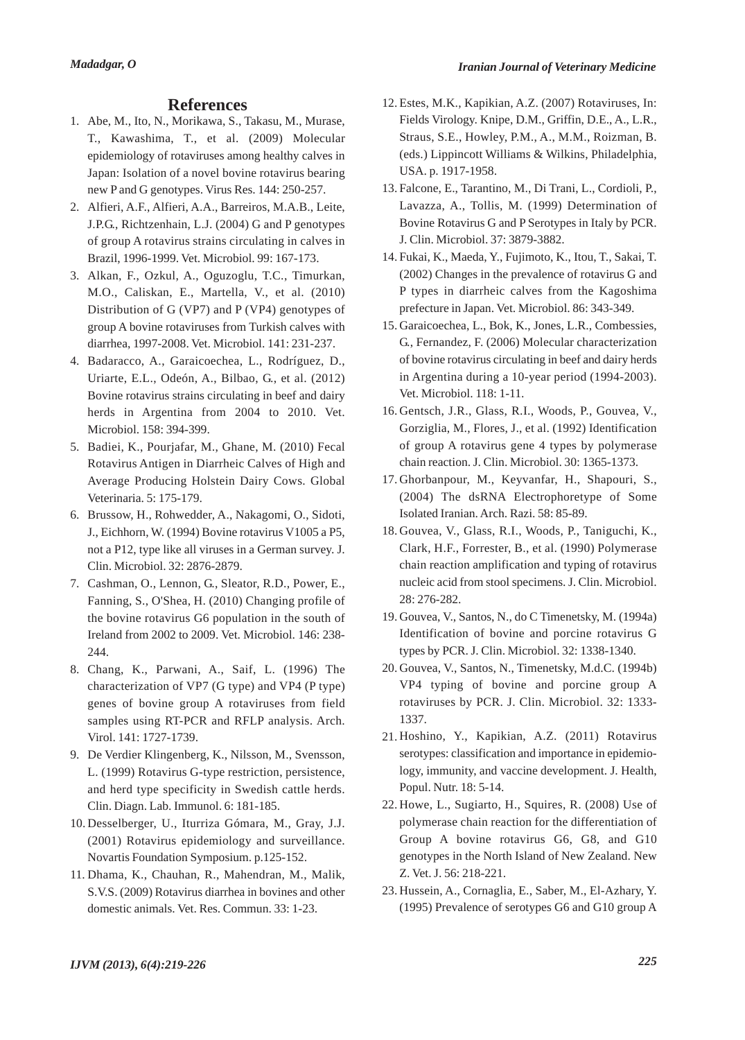## References

1. Abe, M., Ito, N., Morikawa, S., Takasu, M., Murase, T., Kawashima, T., et al. (2009) Molecular epidemiology of rotaviruses among healthy calves in Japan: Isolation of a novel bovine rotavirus bearing new P and G genotypes. Virus Res. 144: 250-257.
2. Alfieri, A.F., Alfieri, A.A., Barreiros, M.A.B., Leite, J.P.G., Richtzenhain, L.J. (2004) G and P genotypes of group A rotavirus strains circulating in calves in Brazil, 1996-1999. Vet. Microbiol. 99: 167-173.
3. Alkan, F., Ozkul, A., Oguzoglu, T.C., Timurkan, M.O., Caliskan, E., Martella, V., et al. (2010) Distribution of G (VP7) and P (VP4) genotypes of group A bovine rotaviruses from Turkish calves with diarrhea, 1997-2008. Vet. Microbiol. 141: 231-237.
4. Badaracco, A., Garaicoechea, L., Rodríguez, D., Uriarte, E.L., Odeón, A., Bilbao, G., et al. (2012) Bovine rotavirus strains circulating in beef and dairy herds in Argentina from 2004 to 2010. Vet. Microbiol. 158: 394-399.
5. Badiei, K., Pourjafar, M., Ghane, M. (2010) Fecal Rotavirus Antigen in Diarrheic Calves of High and Average Producing Holstein Dairy Cows. Global Veterinaria. 5: 175-179.
6. Brussow, H., Rohwedder, A., Nakagomi, O., Sidoti, J., Eichhorn, W. (1994) Bovine rotavirus V1005 a P5, not a P12, type like all viruses in a German survey. J. Clin. Microbiol. 32: 2876-2879.
7. Cashman, O., Lennon, G., Sleator, R.D., Power, E., Fanning, S., O'Shea, H. (2010) Changing profile of the bovine rotavirus G6 population in the south of Ireland from 2002 to 2009. Vet. Microbiol. 146: 238-244.
8. Chang, K., Parwani, A., Saif, L. (1996) The characterization of VP7 (G type) and VP4 (P type) genes of bovine group A rotaviruses from field samples using RT-PCR and RFLP analysis. Arch. Virol. 141: 1727-1739.
9. De Verdier Klingenberg, K., Nilsson, M., Svensson, L. (1999) Rotavirus G-type restriction, persistence, and herd type specificity in Swedish cattle herds. Clin. Diagn. Lab. Immunol. 6: 181-185.
10. Desselberger, U., Iturriza Gómara, M., Gray, J.J. (2001) Rotavirus epidemiology and surveillance. Novartis Foundation Symposium. p.125-152.
11. Dhama, K., Chauhan, R., Mahendran, M., Malik, S.V.S. (2009) Rotavirus diarrhea in bovines and other domestic animals. Vet. Res. Commun. 33: 1-23.
12. Estes, M.K., Kapikian, A.Z. (2007) Rotaviruses, In: Fields Virology. Knipe, D.M., Griffin, D.E., A., L.R., Straus, S.E., Howley, P.M., A., M.M., Roizman, B. (eds.) Lippincott Williams & Wilkins, Philadelphia, USA. p. 1917-1958.
13. Falcone, E., Tarantino, M., Di Trani, L., Cordioli, P., Lavazza, A., Tollis, M. (1999) Determination of Bovine Rotavirus G and P Serotypes in Italy by PCR. J. Clin. Microbiol. 37: 3879-3882.
14. Fukai, K., Maeda, Y., Fujimoto, K., Itou, T., Sakai, T. (2002) Changes in the prevalence of rotavirus G and P types in diarrheic calves from the Kagoshima prefecture in Japan. Vet. Microbiol. 86: 343-349.
15. Garaicoechea, L., Bok, K., Jones, L.R., Combessies, G., Fernandez, F. (2006) Molecular characterization of bovine rotavirus circulating in beef and dairy herds in Argentina during a 10-year period (1994-2003). Vet. Microbiol. 118: 1-11.
16. Gentsch, J.R., Glass, R.I., Woods, P., Gouvea, V., Gorziglia, M., Flores, J., et al. (1992) Identification of group A rotavirus gene 4 types by polymerase chain reaction. J. Clin. Microbiol. 30: 1365-1373.
17. Ghorbanpour, M., Keyvanfar, H., Shapouri, S., (2004) The dsRNA Electrophoretype of Some Isolated Iranian. Arch. Razi. 58: 85-89.
18. Gouvea, V., Glass, R.I., Woods, P., Taniguchi, K., Clark, H.F., Forrester, B., et al. (1990) Polymerase chain reaction amplification and typing of rotavirus nucleic acid from stool specimens. J. Clin. Microbiol. 28: 276-282.
19. Gouvea, V., Santos, N., do C Timenetsky, M. (1994a) Identification of bovine and porcine rotavirus G types by PCR. J. Clin. Microbiol. 32: 1338-1340.
20. Gouvea, V., Santos, N., Timenetsky, M.d.C. (1994b) VP4 typing of bovine and porcine group A rotaviruses by PCR. J. Clin. Microbiol. 32: 1333-1337.
21. Hoshino, Y., Kapikian, A.Z. (2011) Rotavirus serotypes: classification and importance in epidemiology, immunity, and vaccine development. J. Health, Popul. Nutr. 18: 5-14.
22. Howe, L., Sugiarto, H., Squires, R. (2008) Use of polymerase chain reaction for the differentiation of Group A bovine rotavirus G6, G8, and G10 genotypes in the North Island of New Zealand. New Z. Vet. J. 56: 218-221.
23. Hussein, A., Cornaglia, E., Saber, M., El-Azhary, Y. (1995) Prevalence of serotypes G6 and G10 group A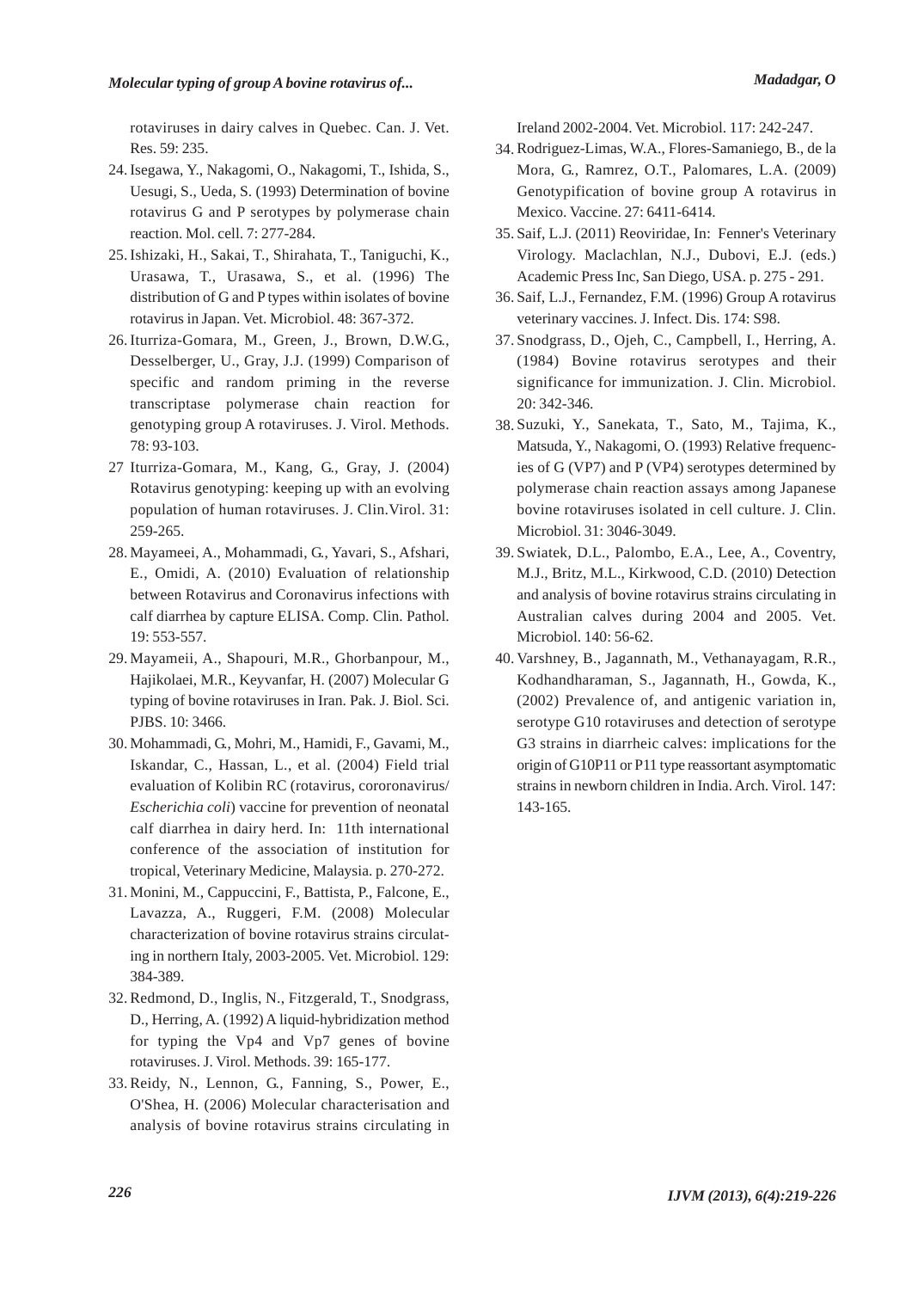rotaviruses in dairy calves in Quebec. Can. J. Vet. Res. 59: 235.

24. Isegawa, Y., Nakagomi, O., Nakagomi, T., Ishida, S., Uesugi, S., Ueda, S. (1993) Determination of bovine rotavirus G and P serotypes by polymerase chain reaction. Mol. cell. 7: 277-284.
25. Ishizaki, H., Sakai, T., Shirahata, T., Taniguchi, K., Urasawa, T., Urasawa, S., et al. (1996) The distribution of G and P types within isolates of bovine rotavirus in Japan. Vet. Microbiol. 48: 367-372.
26. Iturriza-Gomara, M., Green, J., Brown, D.W.G., Desselberger, U., Gray, J.J. (1999) Comparison of specific and random priming in the reverse transcriptase polymerase chain reaction for genotyping group A rotaviruses. J. Virol. Methods. 78: 93-103.
27. Iturriza-Gomara, M., Kang, G., Gray, J. (2004) Rotavirus genotyping: keeping up with an evolving population of human rotaviruses. J. Clin.Virol. 31: 259-265.
28. Mayameei, A., Mohammadi, G., Yavari, S., Afshari, E., Omidi, A. (2010) Evaluation of relationship between Rotavirus and Coronavirus infections with calf diarrhea by capture ELISA. Comp. Clin. Pathol. 19: 553-557.
29. Mayameii, A., Shapouri, M.R., Ghorbanpour, M., Hajikolaei, M.R., Keyvanfar, H. (2007) Molecular G typing of bovine rotaviruses in Iran. Pak. J. Biol. Sci. PJBS. 10: 3466.
30. Mohammadi, G., Mohri, M., Hamidi, F., Gavami, M., Iskandar, C., Hassan, L., et al. (2004) Field trial evaluation of Kolibin RC (rotavirus, cororonavirus/ *Escherichia coli*) vaccine for prevention of neonatal calf diarrhea in dairy herd. In: 11th international conference of the association of institution for tropical, Veterinary Medicine, Malaysia. p. 270-272.
31. Monini, M., Cappuccini, F., Battista, P., Falcone, E., Lavazza, A., Ruggeri, F.M. (2008) Molecular characterization of bovine rotavirus strains circulating in northern Italy, 2003-2005. Vet. Microbiol. 129: 384-389.
32. Redmond, D., Inglis, N., Fitzgerald, T., Snodgrass, D., Herring, A. (1992) A liquid-hybridization method for typing the Vp4 and Vp7 genes of bovine rotaviruses. J. Virol. Methods. 39: 165-177.
33. Reidy, N., Lennon, G., Fanning, S., Power, E., O'Shea, H. (2006) Molecular characterisation and analysis of bovine rotavirus strains circulating in Ireland 2002-2004. Vet. Microbiol. 117: 242-247.
34. Rodriguez-Limas, W.A., Flores-Samaniego, B., de la Mora, G., Ramrez, O.T., Palomares, L.A. (2009) Genotypification of bovine group A rotavirus in Mexico. Vaccine. 27: 6411-6414.
35. Saif, L.J. (2011) Reoviridae, In: Fenner's Veterinary Virology. Maclachlan, N.J., Dubovi, E.J. (eds.) Academic Press Inc, San Diego, USA. p. 275 - 291.
36. Saif, L.J., Fernandez, F.M. (1996) Group A rotavirus veterinary vaccines. J. Infect. Dis. 174: S98.
37. Snodgrass, D., Ojeh, C., Campbell, I., Herring, A. (1984) Bovine rotavirus serotypes and their significance for immunization. J. Clin. Microbiol. 20: 342-346.
38. Suzuki, Y., Sanekata, T., Sato, M., Tajima, K., Matsuda, Y., Nakagomi, O. (1993) Relative frequencies of G (VP7) and P (VP4) serotypes determined by polymerase chain reaction assays among Japanese bovine rotaviruses isolated in cell culture. J. Clin. Microbiol. 31: 3046-3049.
39. Swiatek, D.L., Palombo, E.A., Lee, A., Coventry, M.J., Britz, M.L., Kirkwood, C.D. (2010) Detection and analysis of bovine rotavirus strains circulating in Australian calves during 2004 and 2005. Vet. Microbiol. 140: 56-62.
40. Varshney, B., Jagannath, M., Vethanayagam, R.R., Kodhandharaman, S., Jagannath, H., Gowda, K., (2002) Prevalence of, and antigenic variation in, serotype G10 rotaviruses and detection of serotype G3 strains in diarrheic calves: implications for the origin of G10P11 or P11 type reassortant asymptomatic strains in newborn children in India. Arch. Virol. 147: 143-165.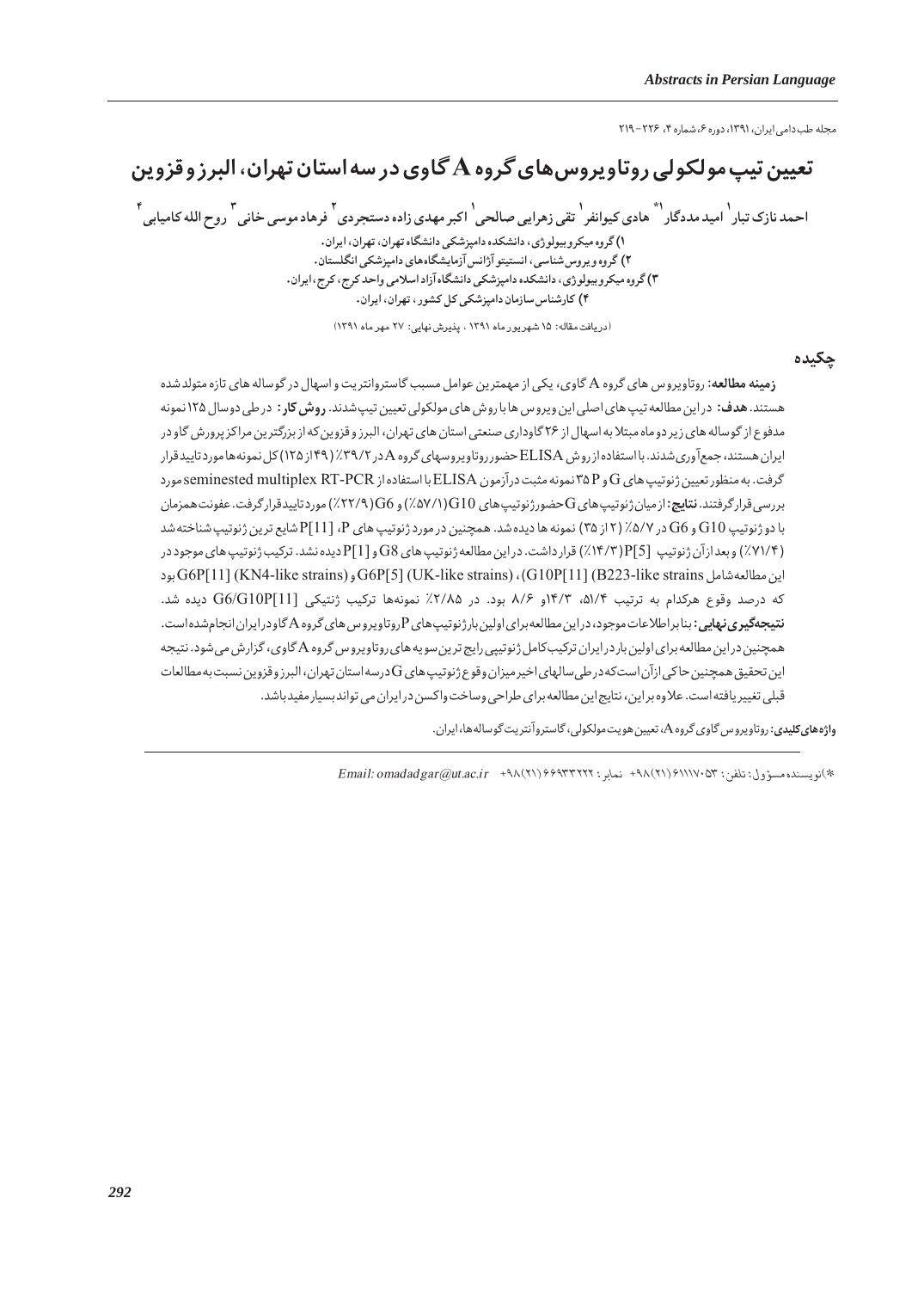مجله طب دامی ایران، ۱۳۹۱، دوره ۶، شماره ۴، ۲۲۶-۲۱۹

# تعیین تیپ مولکولی روتاویروس‌های گروه A گاوی در سه استان تهران، البرز و قزوین

احمد نازک تبار[1] امید مددگار[1*] هادی کیوانفر[1] تقی زهرایی صالحی[1] اکبر مهدی زاده دستجردی[2] فرهاد موسی خانی[3] روح الله کامیابی[4]

۱) گروه میکروبیولوژی، دانشکده دامپزشکی دانشگاه تهران، تهران، ایران.

۲) گروه ویروس شناسی، انستیتو آژانس آزمایشگاه‌های دامپزشکی انگلستان.

۳) گروه میکروبیولوژی، دانشکده دامپزشکی دانشگاه آزاد اسلامی واحد کرج، کرج، ایران.

۴) کارشناس سازمان دامپزشکی کل کشور، تهران، ایران.

(دریافت مقاله: ۱۵ شهریور ماه ۱۳۹۱ ، پذیرش نهایی: ۲۷ مهر ماه ۱۳۹۱)

## چکیده

**زمینه مطالعه:** روتاویروس های گروه A گاوی، یکی از مهمترین عوامل مسبب گاستروانتریت و اسهال در گوساله های تازه متولد شده هستند. **هدف:** در این مطالعه تیپ های اصلی این ویروس ها با روش های مولکولی تعیین تیپ شدند. **روش کار:** در طی دوسال ۱۲۵ نمونه مدفوع از گوساله های زیر دو ماه مبتلا به اسهال از ۲۶ گاوداری صنعتی استان های تهران، البرز و قزوین که از بزرگترین مراکز پرورش گاو در ایران هستند، جمع‌آوری شدند. با استفاده از روش ELISA حضور روتاویروسهای گروه A در ۳۹/۲٪ (۴۹ از ۱۲۵) کل نمونه‌ها مورد تایید قرار گرفت. به منظور تعیین ژنوتیپ های G و P ۳۵ نمونه مثبت در آزمون ELISA با استفاده از seminested multiplex RT-PCR مورد بررسی قرار گرفتند. **نتایج:** از میان ژنوتیپ‌های G حضور ژنوتیپ‌های G10(۵۷/۱٪) و G6(۲۲/۹٪) مورد تایید قرار گرفت. عفونت همزمان با دو ژنوتیپ G10 و G6 در ۵/۷٪ (۲ از ۳۵) نمونه ها دیده شد. همچنین در مورد ژنوتیپ های P، P[11] شایع ترین ژنوتیپ شناخته شد (۷۱/۴٪) و بعد از آن ژنوتیپ P[5](۱۴/۳٪) قرار داشت. در این مطالعه ژنوتیپ های G8 و P[1] دیده نشد. ترکیب ژنوتیپ های موجود در این مطالعه شامل G10P[11] (B223-like strains)، G6P[5] (UK-like strains) و G6P[11] (KN4-like strains) بود که درصد وقوع هرکدام به ترتیب ۵۱/۴، ۱۴/۳ و ۸/۶ بود. در ۲/۸۵٪ نمونه‌ها ترکیب ژنتیکی G6/G10P[11] دیده شد. **نتیجه‌گیری نهایی:** بنا بر اطلاعات موجود، در این مطالعه برای اولین بار ژنوتیپ‌های P روتاویروس های گروه A گاو در ایران انجام شده است. همچنین در این مطالعه برای اولین بار در ایران ترکیب کامل ژنوتیپی رایج ترین سویه های روتاویروس گروه A گاوی، گزارش می شود. نتیجه این تحقیق همچنین حاکی از آن است که در طی سالهای اخیر میزان وقوع ژنوتیپ های G در سه استان تهران، البرز و قزوین نسبت به مطالعات قبلی تغییر یافته است. علاوه بر این، نتایج این مطالعه برای طراحی و ساخت واکسن در ایران می تواند بسیار مفید باشد.

**واژه‌های کلیدی:** روتاویروس گاوی گروه A، تعیین هویت مولکولی، گاستروآنتریت گوساله‌ها، ایران.

*) نویسنده مسؤول: تلفن: ۶۱۱۱۷۰۵۳ (۲۱) ۹۸+ نمابر: ۶۶۹۳۳۲۲۲ (۲۱) ۹۸+ *Email: omadadgar@ut.ac.ir*